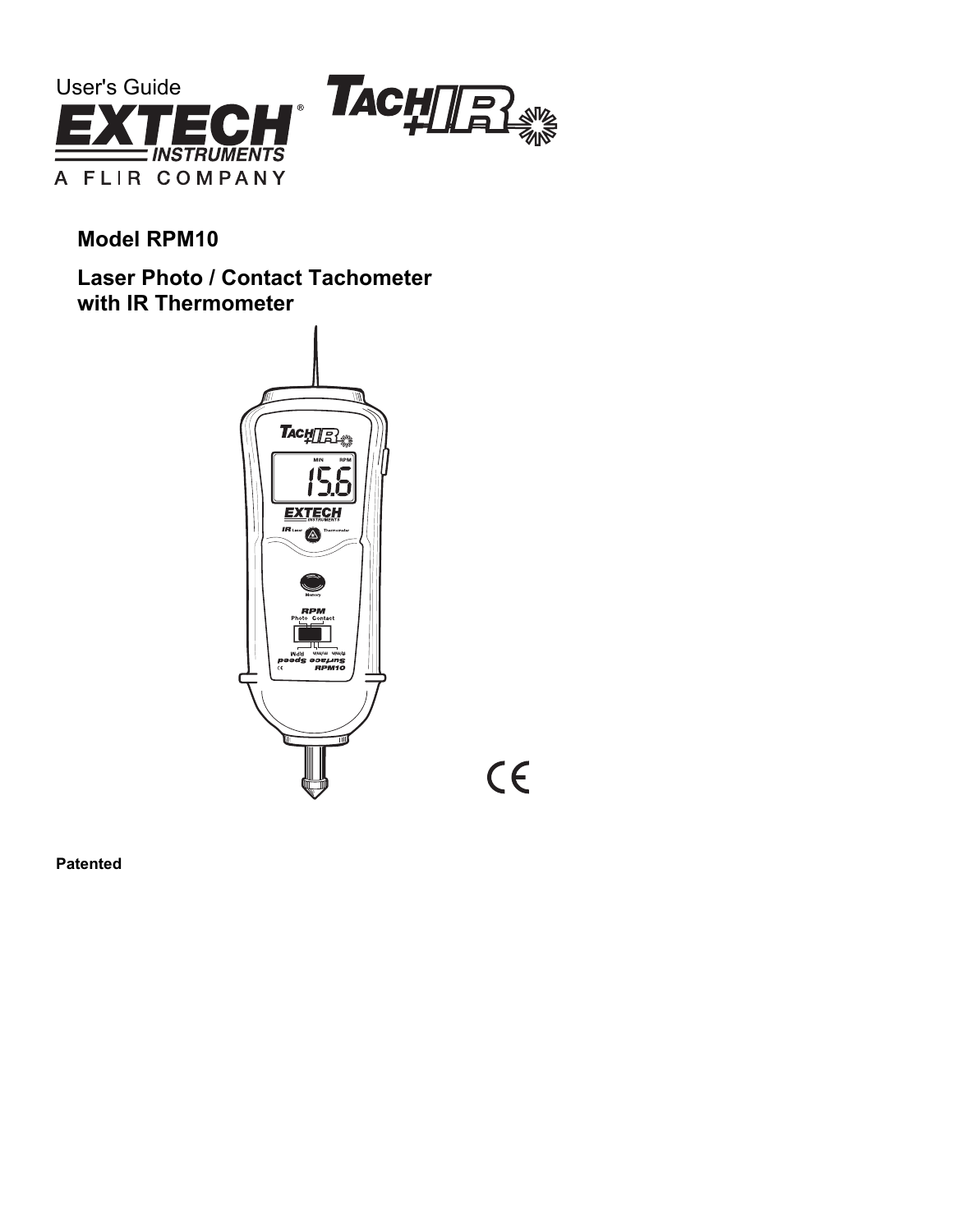User's Guide

**EXTECH® INSTRUMENTS**

A FLIR COMPANY

TACH+IR

## Model RPM10

## Laser Photo / Contact Tachometer with IR Thermometer

**Patented**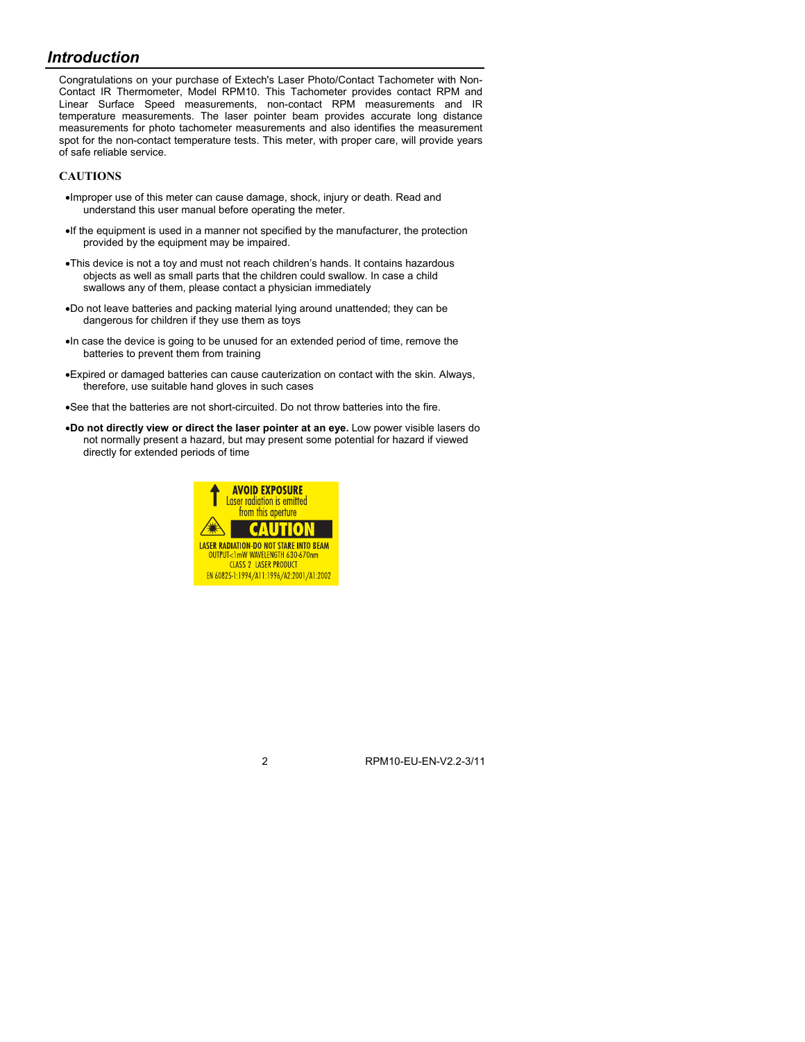## *Introduction*

Congratulations on your purchase of Extech's Laser Photo/Contact Tachometer with Non-Contact IR Thermometer, Model RPM10. This Tachometer provides contact RPM and Linear Surface Speed measurements, non-contact RPM measurements and IR temperature measurements. The laser pointer beam provides accurate long distance measurements for photo tachometer measurements and also identifies the measurement spot for the non-contact temperature tests. This meter, with proper care, will provide years of safe reliable service.

### CAUTIONS

- Improper use of this meter can cause damage, shock, injury or death. Read and understand this user manual before operating the meter.
- If the equipment is used in a manner not specified by the manufacturer, the protection provided by the equipment may be impaired.
- This device is not a toy and must not reach children's hands. It contains hazardous objects as well as small parts that the children could swallow. In case a child swallows any of them, please contact a physician immediately
- Do not leave batteries and packing material lying around unattended; they can be dangerous for children if they use them as toys
- In case the device is going to be unused for an extended period of time, remove the batteries to prevent them from training
- Expired or damaged batteries can cause cauterization on contact with the skin. Always, therefore, use suitable hand gloves in such cases
- See that the batteries are not short-circuited. Do not throw batteries into the fire.
- **Do not directly view or direct the laser pointer at an eye.** Low power visible lasers do not normally present a hazard, but may present some potential for hazard if viewed directly for extended periods of time

AVOID EXPOSURE
Laser radiation is emitted from this aperture

CAUTION

LASER RADIATION-DO NOT STARE INTO BEAM
OUTPUT<1mW WAVELENGTH 630-670nm
CLASS 2 LASER PRODUCT
EN 60825-1:1994/A11:1996/A2:2001/A1:2002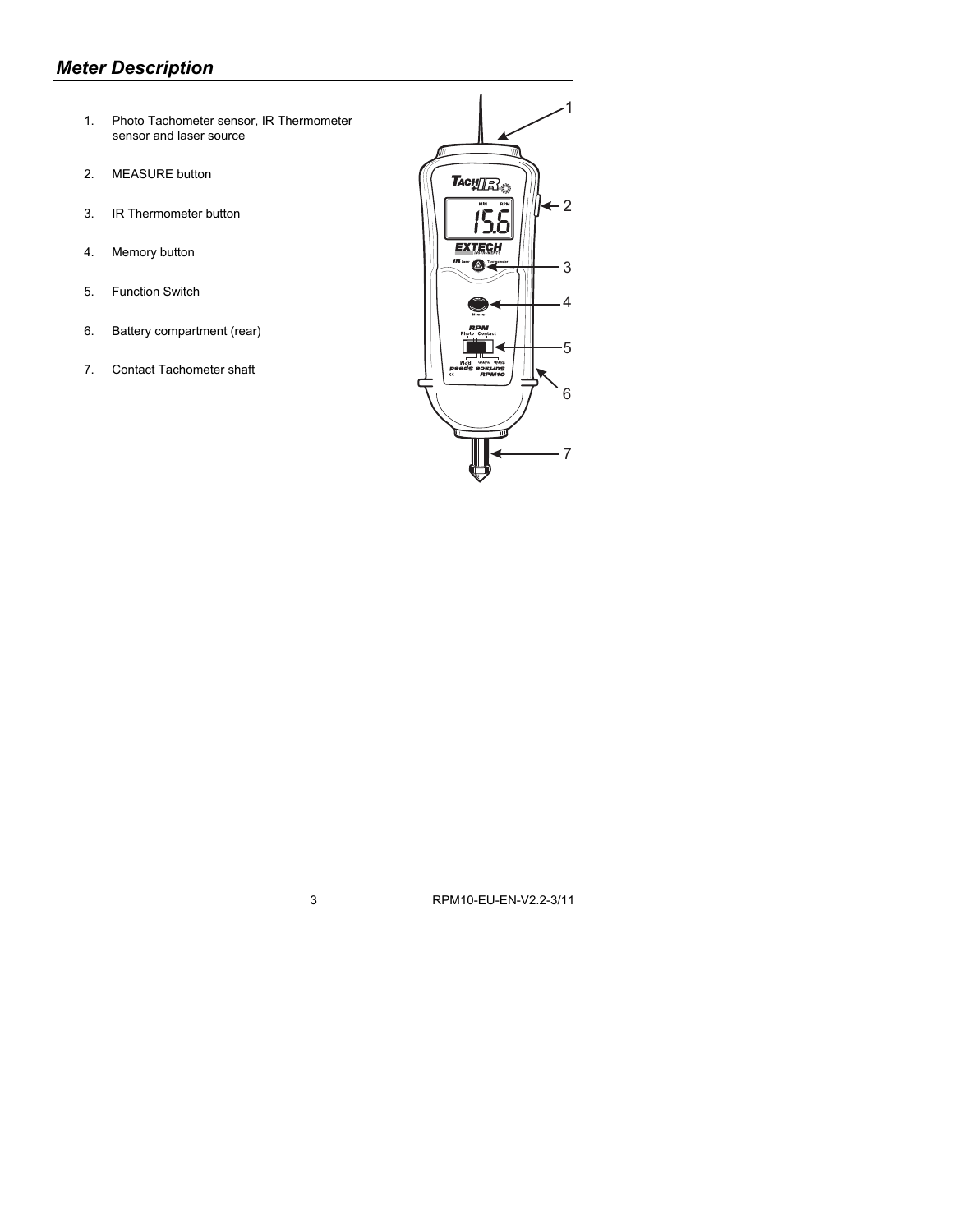## *Meter Description*

1. Photo Tachometer sensor, IR Thermometer sensor and laser source
2. MEASURE button
3. IR Thermometer button
4. Memory button
5. Function Switch
6. Battery compartment (rear)
7. Contact Tachometer shaft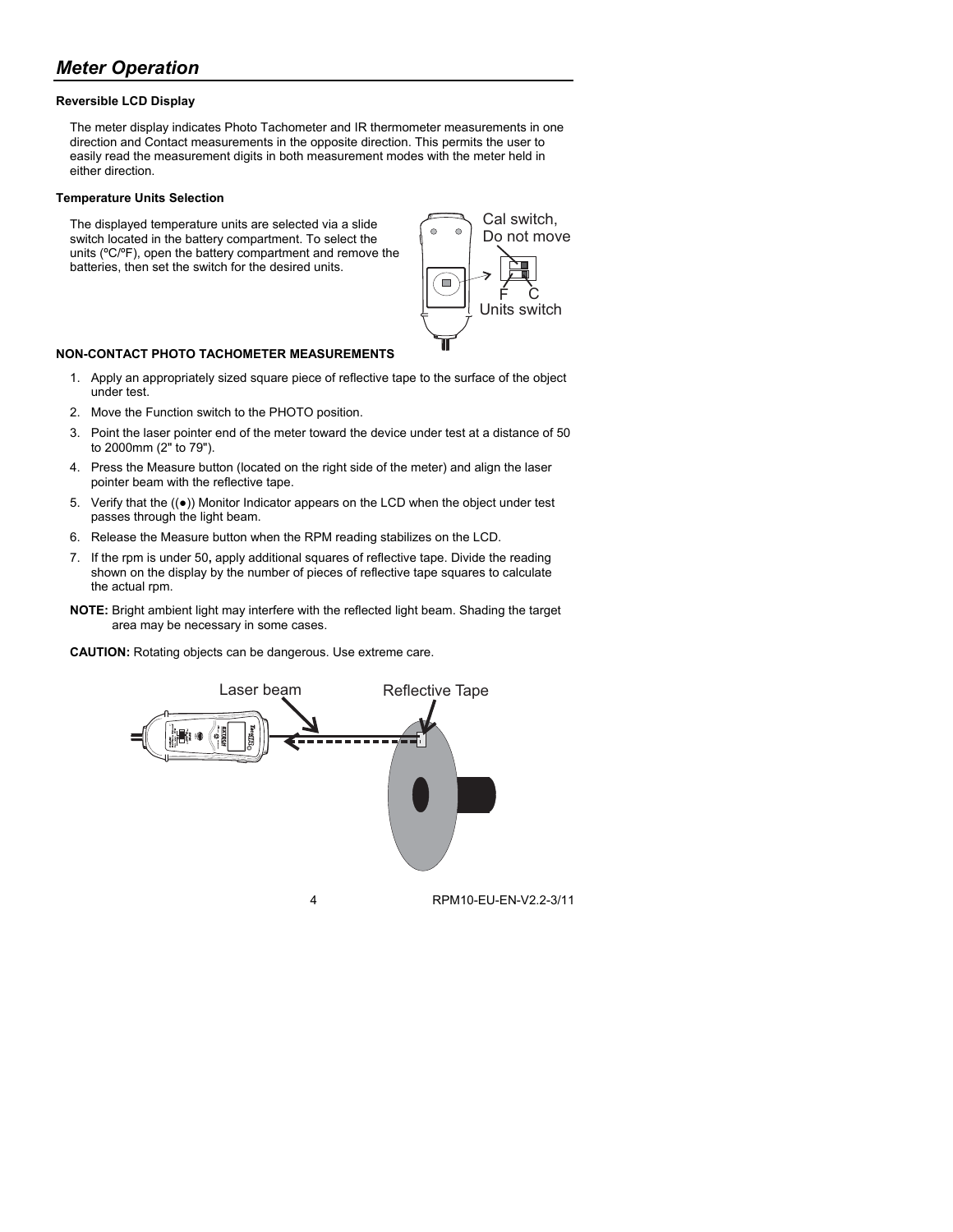## *Meter Operation*

**Reversible LCD Display**

The meter display indicates Photo Tachometer and IR thermometer measurements in one direction and Contact measurements in the opposite direction. This permits the user to easily read the measurement digits in both measurement modes with the meter held in either direction.

**Temperature Units Selection**

The displayed temperature units are selected via a slide switch located in the battery compartment. To select the units (ºC/ºF), open the battery compartment and remove the batteries, then set the switch for the desired units.

Cal switch, Do not move

F C

Units switch

**NON-CONTACT PHOTO TACHOMETER MEASUREMENTS**

1. Apply an appropriately sized square piece of reflective tape to the surface of the object under test.
2. Move the Function switch to the PHOTO position.
3. Point the laser pointer end of the meter toward the device under test at a distance of 50 to 2000mm (2" to 79").
4. Press the Measure button (located on the right side of the meter) and align the laser pointer beam with the reflective tape.
5. Verify that the ((●)) Monitor Indicator appears on the LCD when the object under test passes through the light beam.
6. Release the Measure button when the RPM reading stabilizes on the LCD.
7. If the rpm is under 50**,** apply additional squares of reflective tape. Divide the reading shown on the display by the number of pieces of reflective tape squares to calculate the actual rpm.

**NOTE:** Bright ambient light may interfere with the reflected light beam. Shading the target area may be necessary in some cases.

**CAUTION:** Rotating objects can be dangerous. Use extreme care.

Laser beam

Reflective Tape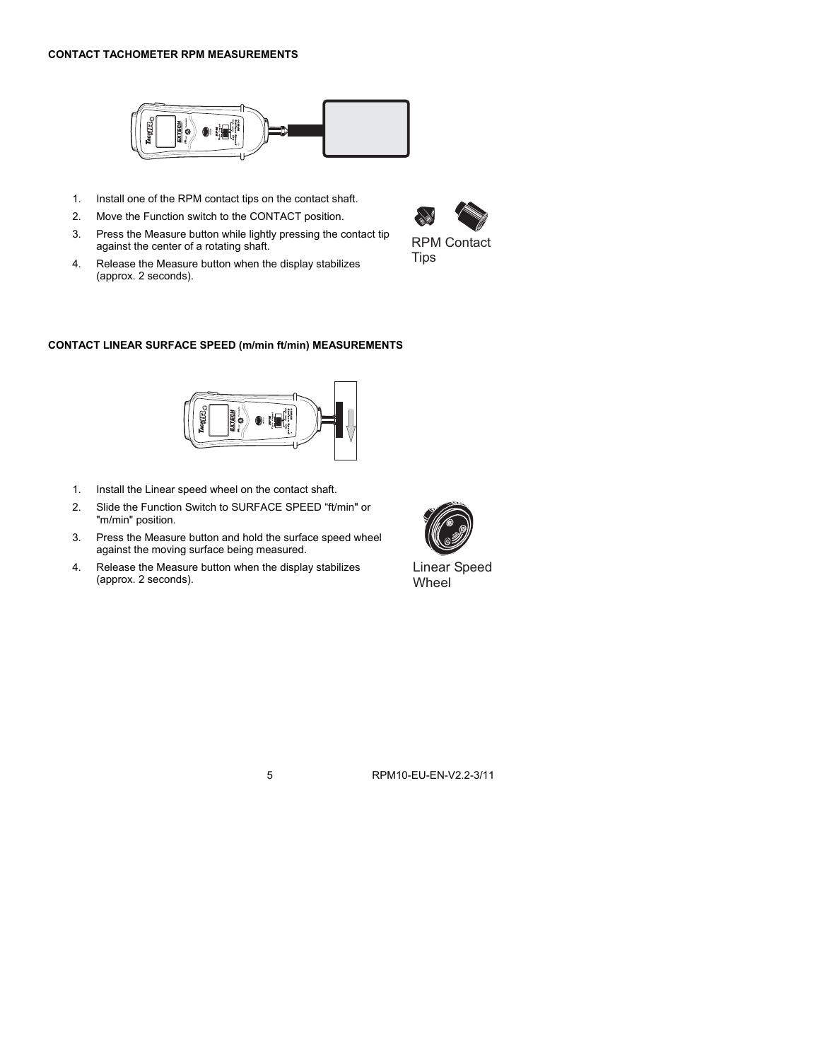**CONTACT TACHOMETER RPM MEASUREMENTS**

1. Install one of the RPM contact tips on the contact shaft.
2. Move the Function switch to the CONTACT position.
3. Press the Measure button while lightly pressing the contact tip against the center of a rotating shaft.
4. Release the Measure button when the display stabilizes (approx. 2 seconds).

RPM Contact Tips

**CONTACT LINEAR SURFACE SPEED (m/min ft/min) MEASUREMENTS**

1. Install the Linear speed wheel on the contact shaft.
2. Slide the Function Switch to SURFACE SPEED “ft/min" or "m/min" position.
3. Press the Measure button and hold the surface speed wheel against the moving surface being measured.
4. Release the Measure button when the display stabilizes (approx. 2 seconds).

Linear Speed Wheel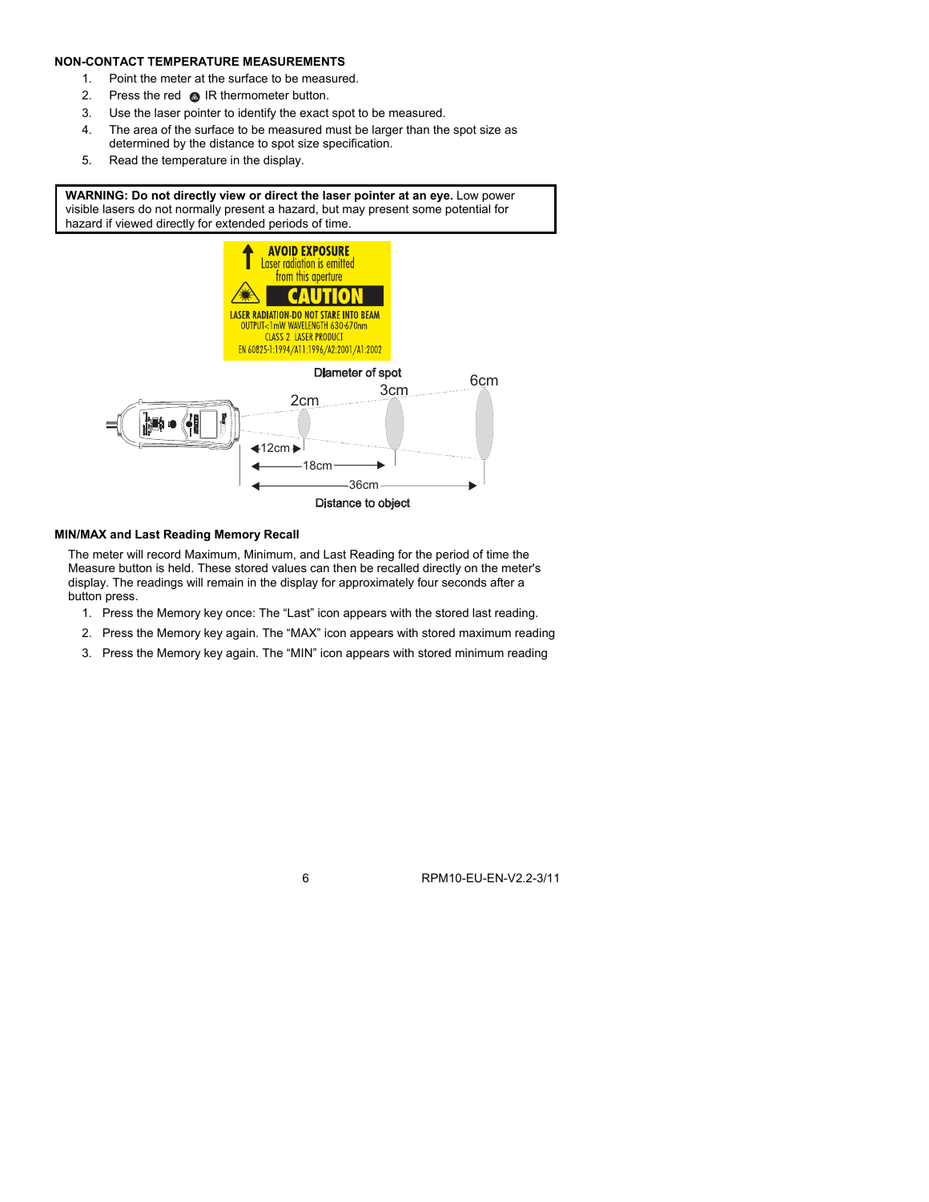**NON-CONTACT TEMPERATURE MEASUREMENTS**

1. Point the meter at the surface to be measured.
2. Press the red IR thermometer button.
3. Use the laser pointer to identify the exact spot to be measured.
4. The area of the surface to be measured must be larger than the spot size as determined by the distance to spot size specification.
5. Read the temperature in the display.

> **WARNING: Do not directly view or direct the laser pointer at an eye.** Low power visible lasers do not normally present a hazard, but may present some potential for hazard if viewed directly for extended periods of time.

AVOID EXPOSURE
Laser radiation is emitted from this aperture

CAUTION

LASER RADIATION-DO NOT STARE INTO BEAM
OUTPUT<1mW WAVELENGTH 630-670nm
CLASS 2 LASER PRODUCT
EN 60825-1:1994/A11:1996/A2:2001/A1:2002

Diameter of spot: 2cm, 3cm, 6cm

Distance to object: 12cm, 18cm, 36cm

**MIN/MAX and Last Reading Memory Recall**

The meter will record Maximum, Minimum, and Last Reading for the period of time the Measure button is held. These stored values can then be recalled directly on the meter's display. The readings will remain in the display for approximately four seconds after a button press.

1. Press the Memory key once: The "Last" icon appears with the stored last reading.
2. Press the Memory key again. The "MAX" icon appears with stored maximum reading
3. Press the Memory key again. The "MIN" icon appears with stored minimum reading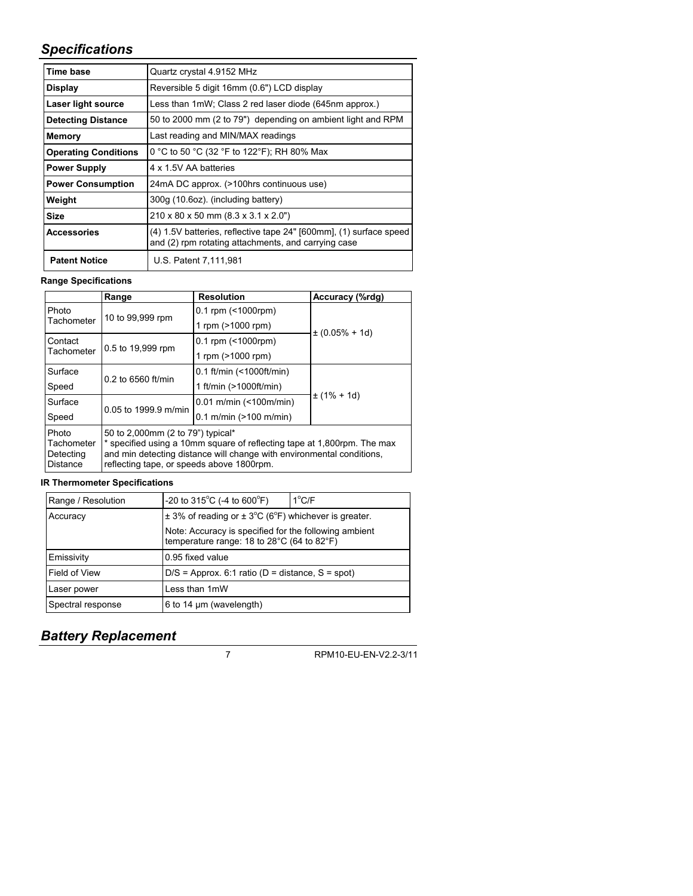## *Specifications*

| | |
|---|---|
| **Time base** | Quartz crystal 4.9152 MHz |
| **Display** | Reversible 5 digit 16mm (0.6") LCD display |
| **Laser light source** | Less than 1mW; Class 2 red laser diode (645nm approx.) |
| **Detecting Distance** | 50 to 2000 mm (2 to 79") depending on ambient light and RPM |
| **Memory** | Last reading and MIN/MAX readings |
| **Operating Conditions** | 0 °C to 50 °C (32 °F to 122°F); RH 80% Max |
| **Power Supply** | 4 x 1.5V AA batteries |
| **Power Consumption** | 24mA DC approx. (>100hrs continuous use) |
| **Weight** | 300g (10.6oz). (including battery) |
| **Size** | 210 x 80 x 50 mm (8.3 x 3.1 x 2.0") |
| **Accessories** | (4) 1.5V batteries, reflective tape 24" [600mm], (1) surface speed and (2) rpm rotating attachments, and carrying case |
| **Patent Notice** | U.S. Patent 7,111,981 |

**Range Specifications**

| | Range | Resolution | Accuracy (%rdg) |
|---|---|---|---|
| Photo Tachometer | 10 to 99,999 rpm | 0.1 rpm (<1000rpm) | ± (0.05% + 1d) |
| | | 1 rpm (>1000 rpm) | |
| Contact Tachometer | 0.5 to 19,999 rpm | 0.1 rpm (<1000rpm) | |
| | | 1 rpm (>1000 rpm) | |
| Surface Speed | 0.2 to 6560 ft/min | 0.1 ft/min (<1000ft/min) | ± (1% + 1d) |
| | | 1 ft/min (>1000ft/min) | |
| Surface Speed | 0.05 to 1999.9 m/min | 0.01 m/min (<100m/min) | |
| | | 0.1 m/min (>100 m/min) | |
| Photo Tachometer Detecting Distance | 50 to 2,000mm (2 to 79") typical* <br> * specified using a 10mm square of reflecting tape at 1,800rpm. The max and min detecting distance will change with environmental conditions, reflecting tape, or speeds above 1800rpm. | | |

**IR Thermometer Specifications**

| | | |
|---|---|---|
| Range / Resolution | -20 to 315°C (-4 to 600°F) | 1°C/F |
| Accuracy | ± 3% of reading or ± 3°C (6°F) whichever is greater. <br> Note: Accuracy is specified for the following ambient temperature range: 18 to 28°C (64 to 82°F) | |
| Emissivity | 0.95 fixed value | |
| Field of View | D/S = Approx. 6:1 ratio (D = distance, S = spot) | |
| Laser power | Less than 1mW | |
| Spectral response | 6 to 14 µm (wavelength) | |

## *Battery Replacement*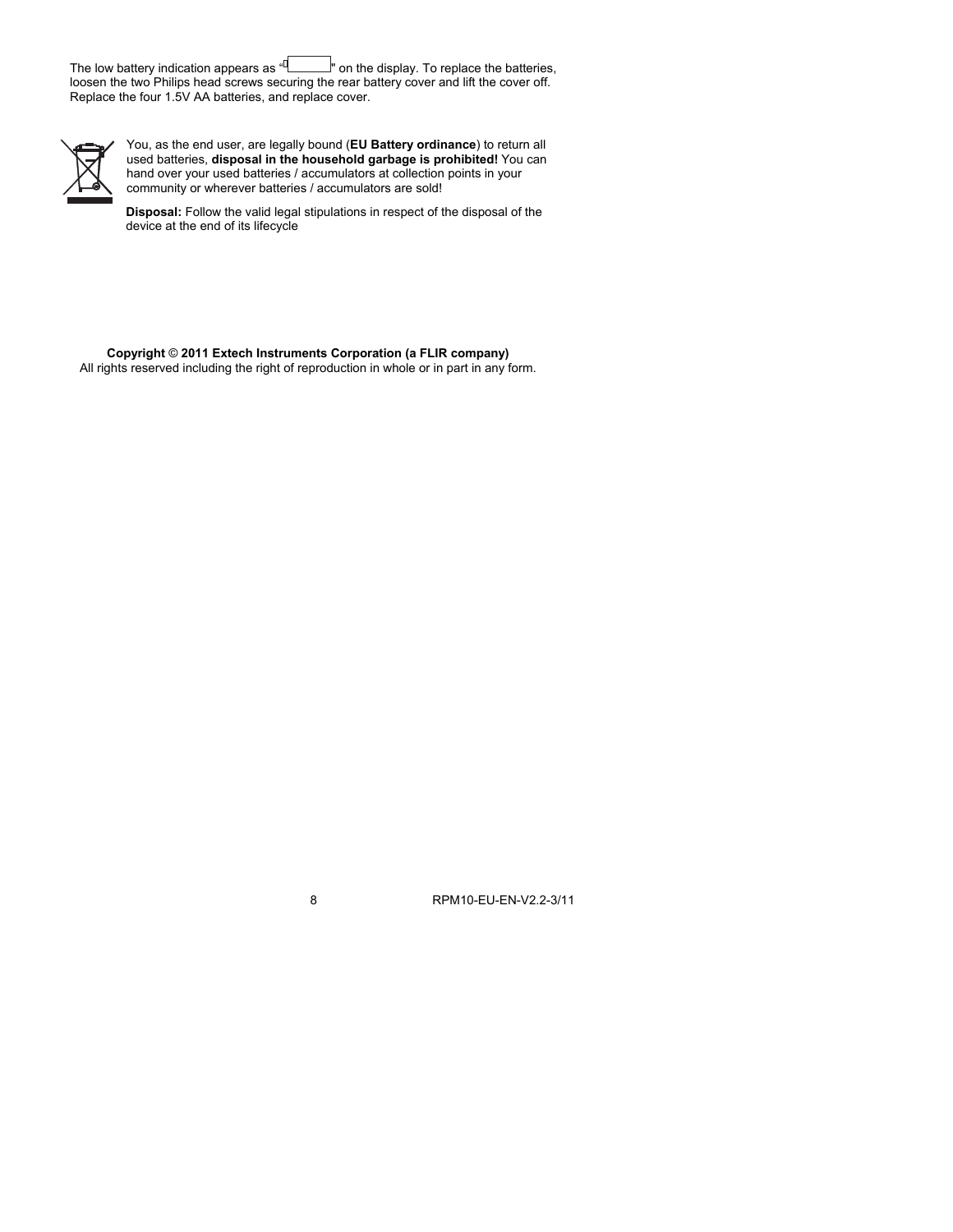The low battery indication appears as "" on the display. To replace the batteries, loosen the two Philips head screws securing the rear battery cover and lift the cover off. Replace the four 1.5V AA batteries, and replace cover.

You, as the end user, are legally bound (**EU Battery ordinance**) to return all used batteries, **disposal in the household garbage is prohibited!** You can hand over your used batteries / accumulators at collection points in your community or wherever batteries / accumulators are sold!

**Disposal:** Follow the valid legal stipulations in respect of the disposal of the device at the end of its lifecycle

**Copyright © 2011 Extech Instruments Corporation (a FLIR company)**
All rights reserved including the right of reproduction in whole or in part in any form.

RPM10-EU-EN-V2.2-3/11